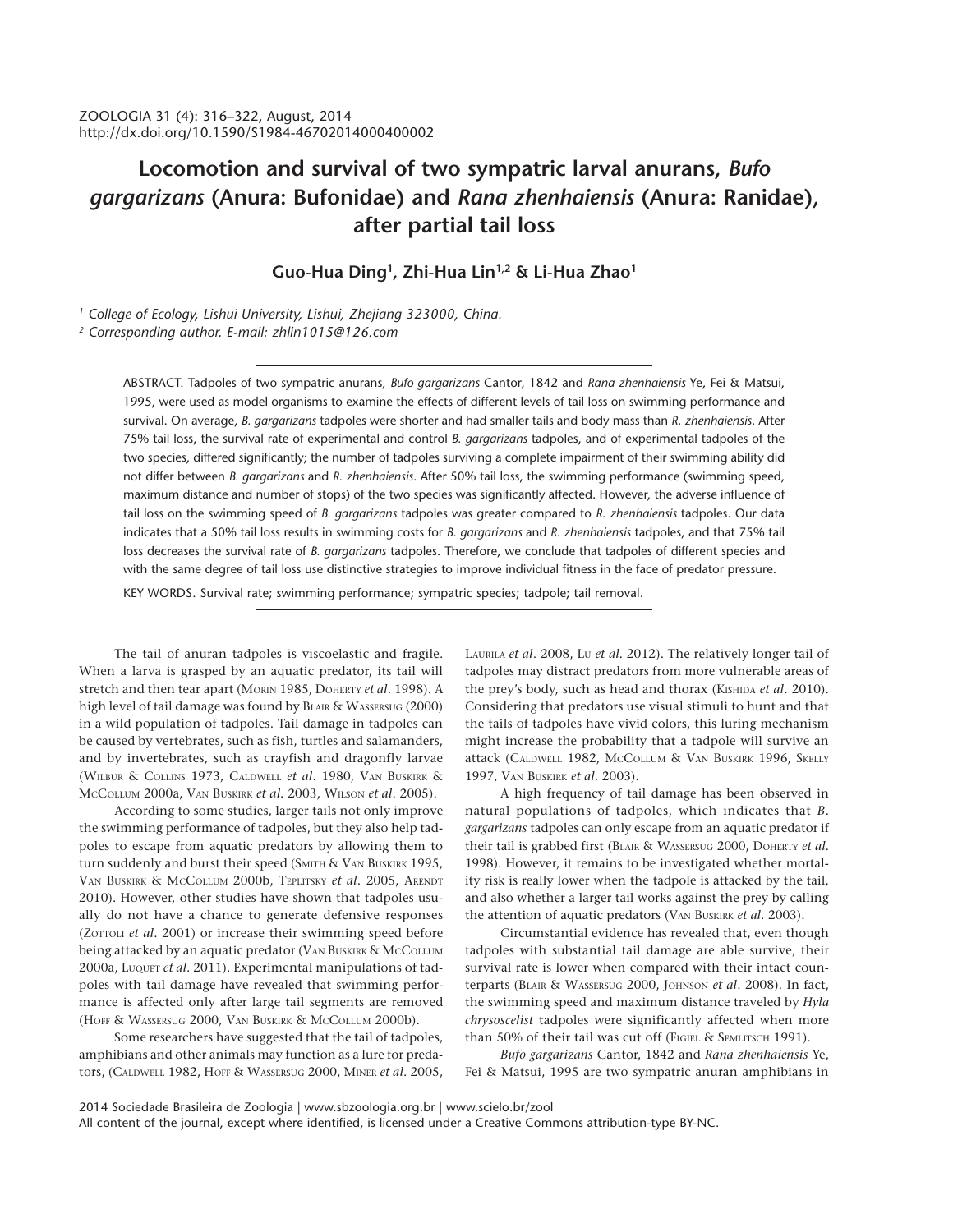ZOOLOGIA 31 (4): 316–322, August, 2014
http://dx.doi.org/10.1590/S1984-46702014000400002

# Locomotion and survival of two sympatric larval anurans, *Bufo gargarizans* (Anura: Bufonidae) and *Rana zhenhaiensis* (Anura: Ranidae), after partial tail loss

**Guo-Hua Ding[1], Zhi-Hua Lin[1,2] & Li-Hua Zhao[1]**

[1] *College of Ecology, Lishui University, Lishui, Zhejiang 323000, China.*
[2] *Corresponding author. E-mail: zhlin1015@126.com*

ABSTRACT. Tadpoles of two sympatric anurans, *Bufo gargarizans* Cantor, 1842 and *Rana zhenhaiensis* Ye, Fei & Matsui, 1995, were used as model organisms to examine the effects of different levels of tail loss on swimming performance and survival. On average, *B. gargarizans* tadpoles were shorter and had smaller tails and body mass than *R. zhenhaiensis*. After 75% tail loss, the survival rate of experimental and control *B. gargarizans* tadpoles, and of experimental tadpoles of the two species, differed significantly; the number of tadpoles surviving a complete impairment of their swimming ability did not differ between *B. gargarizans* and *R. zhenhaiensis*. After 50% tail loss, the swimming performance (swimming speed, maximum distance and number of stops) of the two species was significantly affected. However, the adverse influence of tail loss on the swimming speed of *B. gargarizans* tadpoles was greater compared to *R. zhenhaiensis* tadpoles. Our data indicates that a 50% tail loss results in swimming costs for *B. gargarizans* and *R. zhenhaiensis* tadpoles, and that 75% tail loss decreases the survival rate of *B. gargarizans* tadpoles. Therefore, we conclude that tadpoles of different species and with the same degree of tail loss use distinctive strategies to improve individual fitness in the face of predator pressure.

KEY WORDS. Survival rate; swimming performance; sympatric species; tadpole; tail removal.

The tail of anuran tadpoles is viscoelastic and fragile. When a larva is grasped by an aquatic predator, its tail will stretch and then tear apart (Morin 1985, Doherty *et al*. 1998). A high level of tail damage was found by Blair & Wassersug (2000) in a wild population of tadpoles. Tail damage in tadpoles can be caused by vertebrates, such as fish, turtles and salamanders, and by invertebrates, such as crayfish and dragonfly larvae (Wilbur & Collins 1973, Caldwell *et al*. 1980, Van Buskirk & McCollum 2000a, Van Buskirk *et al.* 2003, Wilson *et al*. 2005).

According to some studies, larger tails not only improve the swimming performance of tadpoles, but they also help tadpoles to escape from aquatic predators by allowing them to turn suddenly and burst their speed (Smith & Van Buskirk 1995, Van Buskirk & McCollum 2000b, Teplitsky *et al*. 2005, Arendt 2010). However, other studies have shown that tadpoles usually do not have a chance to generate defensive responses (Zottoli *et al*. 2001) or increase their swimming speed before being attacked by an aquatic predator (Van Buskirk & McCollum 2000a, Luquet *et al*. 2011). Experimental manipulations of tadpoles with tail damage have revealed that swimming performance is affected only after large tail segments are removed (Hoff & Wassersug 2000, Van Buskirk & McCollum 2000b).

Some researchers have suggested that the tail of tadpoles, amphibians and other animals may function as a lure for predators, (Caldwell 1982, Hoff & Wassersug 2000, Miner *et al*. 2005, Laurila *et al*. 2008, Lu *et al*. 2012). The relatively longer tail of tadpoles may distract predators from more vulnerable areas of the prey's body, such as head and thorax (Kishida *et al*. 2010). Considering that predators use visual stimuli to hunt and that the tails of tadpoles have vivid colors, this luring mechanism might increase the probability that a tadpole will survive an attack (Caldwell 1982, McCollum & Van Buskirk 1996, Skelly 1997, Van Buskirk *et al*. 2003).

A high frequency of tail damage has been observed in natural populations of tadpoles, which indicates that *B. gargarizans* tadpoles can only escape from an aquatic predator if their tail is grabbed first (Blair & Wassersug 2000, Doherty *et al.* 1998). However, it remains to be investigated whether mortality risk is really lower when the tadpole is attacked by the tail, and also whether a larger tail works against the prey by calling the attention of aquatic predators (Van Buskirk *et al*. 2003).

Circumstantial evidence has revealed that, even though tadpoles with substantial tail damage are able survive, their survival rate is lower when compared with their intact counterparts (Blair & Wassersug 2000, Johnson *et al*. 2008). In fact, the swimming speed and maximum distance traveled by *Hyla chrysoscelist* tadpoles were significantly affected when more than 50% of their tail was cut off (Figiel & Semlitsch 1991).

*Bufo gargarizans* Cantor, 1842 and *Rana zhenhaiensis* Ye, Fei & Matsui, 1995 are two sympatric anuran amphibians in

2014 Sociedade Brasileira de Zoologia | www.sbzoologia.org.br | www.scielo.br/zool
All content of the journal, except where identified, is licensed under a Creative Commons attribution-type BY-NC.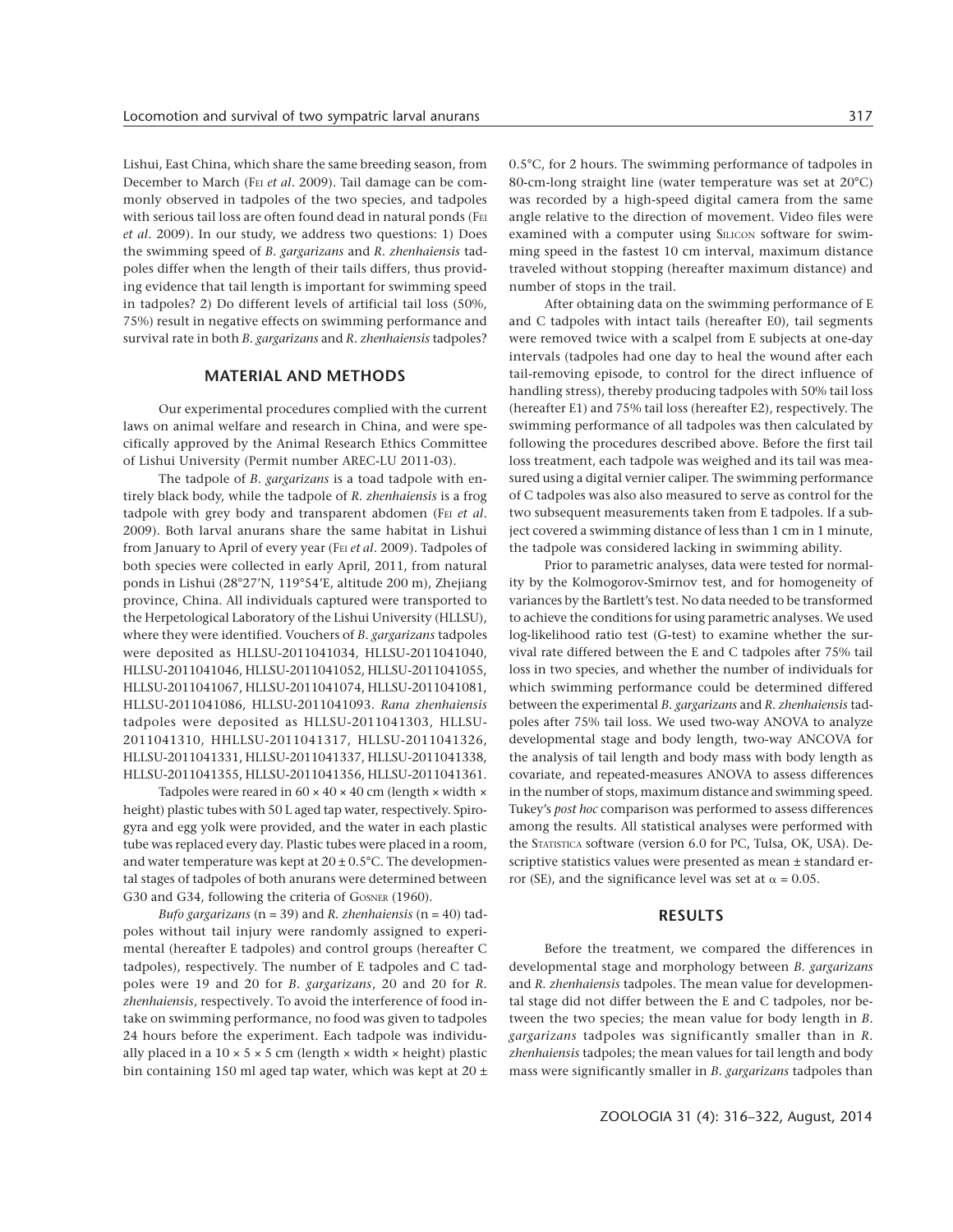Lishui, East China, which share the same breeding season, from December to March (Fei *et al.* 2009). Tail damage can be commonly observed in tadpoles of the two species, and tadpoles with serious tail loss are often found dead in natural ponds (Fei *et al.* 2009). In our study, we address two questions: 1) Does the swimming speed of *B. gargarizans* and *R. zhenhaiensis* tadpoles differ when the length of their tails differs, thus providing evidence that tail length is important for swimming speed in tadpoles? 2) Do different levels of artificial tail loss (50%, 75%) result in negative effects on swimming performance and survival rate in both *B. gargarizans* and *R. zhenhaiensis* tadpoles?

## MATERIAL AND METHODS

Our experimental procedures complied with the current laws on animal welfare and research in China, and were specifically approved by the Animal Research Ethics Committee of Lishui University (Permit number AREC-LU 2011-03).

The tadpole of *B. gargarizans* is a toad tadpole with entirely black body, while the tadpole of *R. zhenhaiensis* is a frog tadpole with grey body and transparent abdomen (Fei *et al.* 2009). Both larval anurans share the same habitat in Lishui from January to April of every year (Fei *et al.* 2009). Tadpoles of both species were collected in early April, 2011, from natural ponds in Lishui (28°27'N, 119°54'E, altitude 200 m), Zhejiang province, China. All individuals captured were transported to the Herpetological Laboratory of the Lishui University (HLLSU), where they were identified. Vouchers of *B. gargarizans* tadpoles were deposited as HLLSU-2011041034, HLLSU-2011041040, HLLSU-2011041046, HLLSU-2011041052, HLLSU-2011041055, HLLSU-2011041067, HLLSU-2011041074, HLLSU-2011041081, HLLSU-2011041086, HLLSU-2011041093. *Rana zhenhaiensis* tadpoles were deposited as HLLSU-2011041303, HLLSU-2011041310, HHLLSU-2011041317, HLLSU-2011041326, HLLSU-2011041331, HLLSU-2011041337, HLLSU-2011041338, HLLSU-2011041355, HLLSU-2011041356, HLLSU-2011041361.

Tadpoles were reared in 60 × 40 × 40 cm (length × width × height) plastic tubes with 50 L aged tap water, respectively. Spirogyra and egg yolk were provided, and the water in each plastic tube was replaced every day. Plastic tubes were placed in a room, and water temperature was kept at 20 ± 0.5°C. The developmental stages of tadpoles of both anurans were determined between G30 and G34, following the criteria of Gosner (1960).

*Bufo gargarizans* (n = 39) and *R. zhenhaiensis* (n = 40) tadpoles without tail injury were randomly assigned to experimental (hereafter E tadpoles) and control groups (hereafter C tadpoles), respectively. The number of E tadpoles and C tadpoles were 19 and 20 for *B. gargarizans*, 20 and 20 for *R. zhenhaiensis*, respectively. To avoid the interference of food intake on swimming performance, no food was given to tadpoles 24 hours before the experiment. Each tadpole was individually placed in a 10 × 5 × 5 cm (length × width × height) plastic bin containing 150 ml aged tap water, which was kept at 20 ± 0.5°C, for 2 hours. The swimming performance of tadpoles in 80-cm-long straight line (water temperature was set at 20°C) was recorded by a high-speed digital camera from the same angle relative to the direction of movement. Video files were examined with a computer using Silicon software for swimming speed in the fastest 10 cm interval, maximum distance traveled without stopping (hereafter maximum distance) and number of stops in the trail.

After obtaining data on the swimming performance of E and C tadpoles with intact tails (hereafter E0), tail segments were removed twice with a scalpel from E subjects at one-day intervals (tadpoles had one day to heal the wound after each tail-removing episode, to control for the direct influence of handling stress), thereby producing tadpoles with 50% tail loss (hereafter E1) and 75% tail loss (hereafter E2), respectively. The swimming performance of all tadpoles was then calculated by following the procedures described above. Before the first tail loss treatment, each tadpole was weighed and its tail was measured using a digital vernier caliper. The swimming performance of C tadpoles was also also measured to serve as control for the two subsequent measurements taken from E tadpoles. If a subject covered a swimming distance of less than 1 cm in 1 minute, the tadpole was considered lacking in swimming ability.

Prior to parametric analyses, data were tested for normality by the Kolmogorov-Smirnov test, and for homogeneity of variances by the Bartlett's test. No data needed to be transformed to achieve the conditions for using parametric analyses. We used log-likelihood ratio test (G-test) to examine whether the survival rate differed between the E and C tadpoles after 75% tail loss in two species, and whether the number of individuals for which swimming performance could be determined differed between the experimental *B. gargarizans* and *R. zhenhaiensis* tadpoles after 75% tail loss. We used two-way ANOVA to analyze developmental stage and body length, two-way ANCOVA for the analysis of tail length and body mass with body length as covariate, and repeated-measures ANOVA to assess differences in the number of stops, maximum distance and swimming speed. Tukey's *post hoc* comparison was performed to assess differences among the results. All statistical analyses were performed with the Statistica software (version 6.0 for PC, Tulsa, OK, USA). Descriptive statistics values were presented as mean ± standard error (SE), and the significance level was set at $\alpha = 0.05$.

## RESULTS

Before the treatment, we compared the differences in developmental stage and morphology between *B. gargarizans* and *R. zhenhaiensis* tadpoles. The mean value for developmental stage did not differ between the E and C tadpoles, nor between the two species; the mean value for body length in *B. gargarizans* tadpoles was significantly smaller than in *R. zhenhaiensis* tadpoles; the mean values for tail length and body mass were significantly smaller in *B. gargarizans* tadpoles than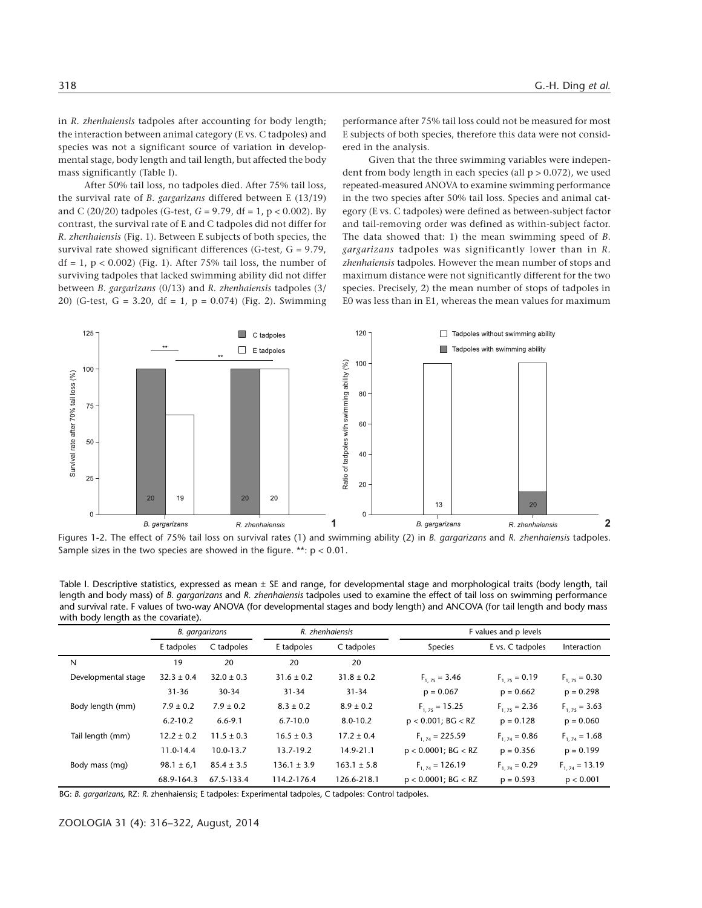in *R. zhenhaiensis* tadpoles after accounting for body length; the interaction between animal category (E vs. C tadpoles) and species was not a significant source of variation in developmental stage, body length and tail length, but affected the body mass significantly (Table I).

After 50% tail loss, no tadpoles died. After 75% tail loss, the survival rate of *B. gargarizans* differed between E (13/19) and C (20/20) tadpoles (G-test, $G = 9.79$, df = 1, $p < 0.002$). By contrast, the survival rate of E and C tadpoles did not differ for *R. zhenhaiensis* (Fig. 1). Between E subjects of both species, the survival rate showed significant differences (G-test, $G = 9.79$, df = 1, $p < 0.002$) (Fig. 1). After 75% tail loss, the number of surviving tadpoles that lacked swimming ability did not differ between *B. gargarizans* (0/13) and *R. zhenhaiensis* tadpoles (3/20) (G-test, $G = 3.20$, df = 1, $p = 0.074$) (Fig. 2). Swimming performance after 75% tail loss could not be measured for most E subjects of both species, therefore this data were not considered in the analysis.

Given that the three swimming variables were independent from body length in each species (all $p > 0.072$), we used repeated-measured ANOVA to examine swimming performance in the two species after 50% tail loss. Species and animal category (E vs. C tadpoles) were defined as between-subject factor and tail-removing order was defined as within-subject factor. The data showed that: 1) the mean swimming speed of *B. gargarizans* tadpoles was significantly lower than in *R. zhenhaiensis* tadpoles. However the mean number of stops and maximum distance were not significantly different for the two species. Precisely, 2) the mean number of stops of tadpoles in E0 was less than in E1, whereas the mean values for maximum

Figures 1-2. The effect of 75% tail loss on survival rates (1) and swimming ability (2) in *B. gargarizans* and *R. zhenhaiensis* tadpoles. Sample sizes in the two species are showed in the figure. **: $p < 0.01$.

Table I. Descriptive statistics, expressed as mean ± SE and range, for developmental stage and morphological traits (body length, tail length and body mass) of *B. gargarizans* and *R. zhenhaiensis* tadpoles used to examine the effect of tail loss on swimming performance and survival rate. F values of two-way ANOVA (for developmental stages and body length) and ANCOVA (for tail length and body mass with body length as the covariate).

| | *B. gargarizans* | | *R. zhenhaiensis* | | F values and p levels | | |
|---|---|---|---|---|---|---|---|
| | E tadpoles | C tadpoles | E tadpoles | C tadpoles | Species | E vs. C tadpoles | Interaction |
| N | 19 | 20 | 20 | 20 | | | |
| Developmental stage | 32.3 ± 0.4 | 32.0 ± 0.3 | 31.6 ± 0.2 | 31.8 ± 0.2 | $F_{1, 75} = 3.46$ | $F_{1, 75} = 0.19$ | $F_{1, 75} = 0.30$ |
| | 31-36 | 30-34 | 31-34 | 31-34 | $p = 0.067$ | $p = 0.662$ | $p = 0.298$ |
| Body length (mm) | 7.9 ± 0.2 | 7.9 ± 0.2 | 8.3 ± 0.2 | 8.9 ± 0.2 | $F_{1, 75} = 15.25$ | $F_{1, 75} = 2.36$ | $F_{1, 75} = 3.63$ |
| | 6.2-10.2 | 6.6-9.1 | 6.7-10.0 | 8.0-10.2 | $p < 0.001$; BG < RZ | $p = 0.128$ | $p = 0.060$ |
| Tail length (mm) | 12.2 ± 0.2 | 11.5 ± 0.3 | 16.5 ± 0.3 | 17.2 ± 0.4 | $F_{1, 74} = 225.59$ | $F_{1, 74} = 0.86$ | $F_{1, 74} = 1.68$ |
| | 11.0-14.4 | 10.0-13.7 | 13.7-19.2 | 14.9-21.1 | $p < 0.0001$; BG < RZ | $p = 0.356$ | $p = 0.199$ |
| Body mass (mg) | 98.1 ± 6,1 | 85.4 ± 3.5 | 136.1 ± 3.9 | 163.1 ± 5.8 | $F_{1, 74} = 126.19$ | $F_{1, 74} = 0.29$ | $F_{1, 74} = 13.19$ |
| | 68.9-164.3 | 67.5-133.4 | 114.2-176.4 | 126.6-218.1 | $p < 0.0001$; BG < RZ | $p = 0.593$ | $p < 0.001$ |

BG: *B. gargarizans*, RZ: *R.* zhenhaiensis; E tadpoles: Experimental tadpoles, C tadpoles: Control tadpoles.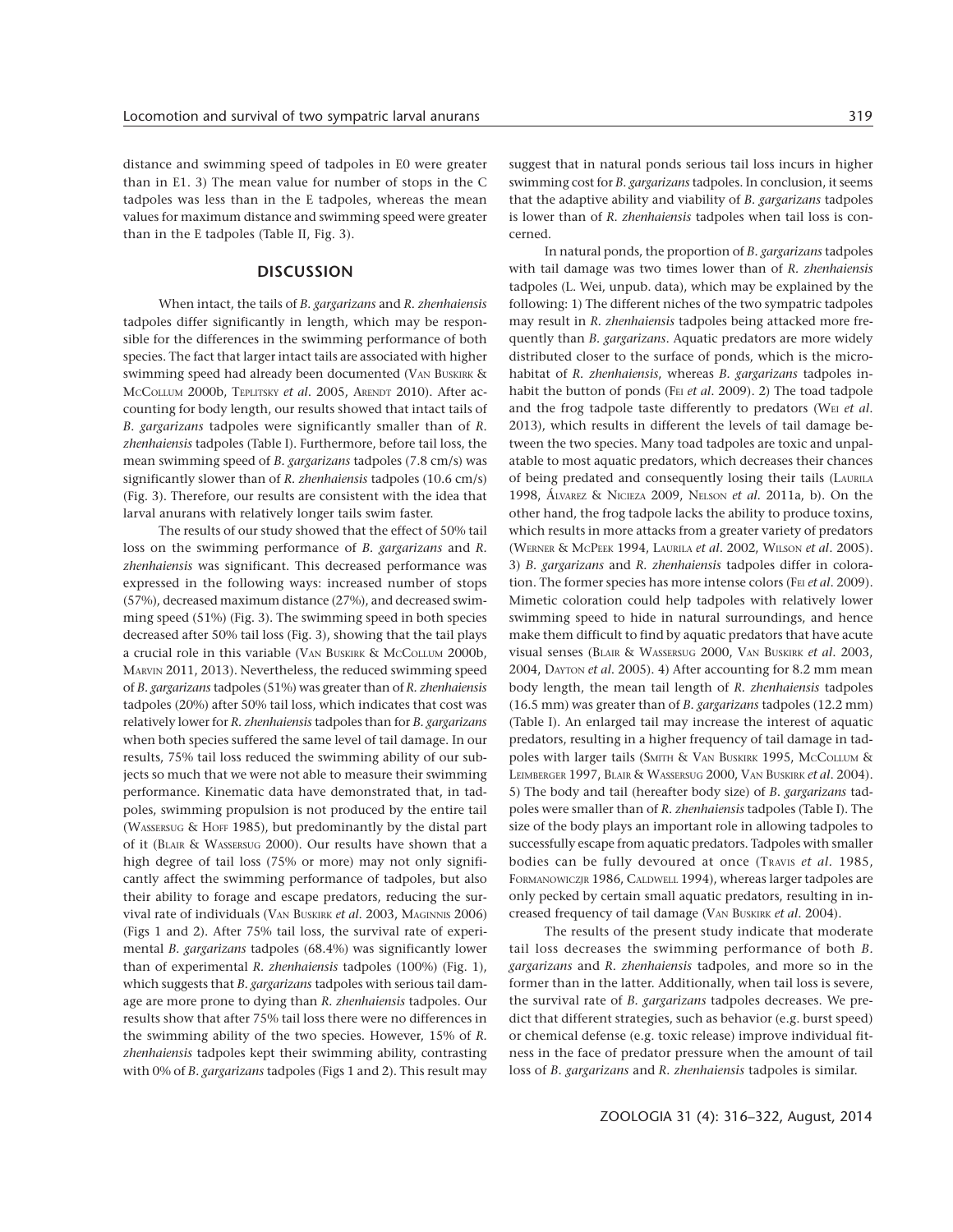distance and swimming speed of tadpoles in E0 were greater than in E1. 3) The mean value for number of stops in the C tadpoles was less than in the E tadpoles, whereas the mean values for maximum distance and swimming speed were greater than in the E tadpoles (Table II, Fig. 3).

## DISCUSSION

When intact, the tails of *B. gargarizans* and *R. zhenhaiensis* tadpoles differ significantly in length, which may be responsible for the differences in the swimming performance of both species. The fact that larger intact tails are associated with higher swimming speed had already been documented (Van Buskirk & McCollum 2000b, Teplitsky *et al.* 2005, Arendt 2010). After accounting for body length, our results showed that intact tails of *B. gargarizans* tadpoles were significantly smaller than of *R. zhenhaiensis* tadpoles (Table I). Furthermore, before tail loss, the mean swimming speed of *B. gargarizans* tadpoles (7.8 cm/s) was significantly slower than of *R. zhenhaiensis* tadpoles (10.6 cm/s) (Fig. 3). Therefore, our results are consistent with the idea that larval anurans with relatively longer tails swim faster.

The results of our study showed that the effect of 50% tail loss on the swimming performance of *B. gargarizans* and *R. zhenhaiensis* was significant. This decreased performance was expressed in the following ways: increased number of stops (57%), decreased maximum distance (27%), and decreased swimming speed (51%) (Fig. 3). The swimming speed in both species decreased after 50% tail loss (Fig. 3), showing that the tail plays a crucial role in this variable (Van Buskirk & McCollum 2000b, Marvin 2011, 2013). Nevertheless, the reduced swimming speed of *B. gargarizans* tadpoles (51%) was greater than of *R. zhenhaiensis* tadpoles (20%) after 50% tail loss, which indicates that cost was relatively lower for *R. zhenhaiensis* tadpoles than for *B. gargarizans* when both species suffered the same level of tail damage. In our results, 75% tail loss reduced the swimming ability of our subjects so much that we were not able to measure their swimming performance. Kinematic data have demonstrated that, in tadpoles, swimming propulsion is not produced by the entire tail (Wassersug & Hoff 1985), but predominantly by the distal part of it (Blair & Wassersug 2000). Our results have shown that a high degree of tail loss (75% or more) may not only significantly affect the swimming performance of tadpoles, but also their ability to forage and escape predators, reducing the survival rate of individuals (Van Buskirk *et al.* 2003, Maginnis 2006) (Figs 1 and 2). After 75% tail loss, the survival rate of experimental *B. gargarizans* tadpoles (68.4%) was significantly lower than of experimental *R. zhenhaiensis* tadpoles (100%) (Fig. 1), which suggests that *B. gargarizans* tadpoles with serious tail damage are more prone to dying than *R. zhenhaiensis* tadpoles. Our results show that after 75% tail loss there were no differences in the swimming ability of the two species. However, 15% of *R. zhenhaiensis* tadpoles kept their swimming ability, contrasting with 0% of *B. gargarizans* tadpoles (Figs 1 and 2). This result may suggest that in natural ponds serious tail loss incurs in higher swimming cost for *B. gargarizans* tadpoles. In conclusion, it seems that the adaptive ability and viability of *B. gargarizans* tadpoles is lower than of *R. zhenhaiensis* tadpoles when tail loss is concerned.

In natural ponds, the proportion of *B. gargarizans* tadpoles with tail damage was two times lower than of *R. zhenhaiensis* tadpoles (L. Wei, unpub. data), which may be explained by the following: 1) The different niches of the two sympatric tadpoles may result in *R. zhenhaiensis* tadpoles being attacked more frequently than *B. gargarizans*. Aquatic predators are more widely distributed closer to the surface of ponds, which is the microhabitat of *R. zhenhaiensis*, whereas *B. gargarizans* tadpoles inhabit the button of ponds (Fei *et al.* 2009). 2) The toad tadpole and the frog tadpole taste differently to predators (Wei *et al.* 2013), which results in different the levels of tail damage between the two species. Many toad tadpoles are toxic and unpalatable to most aquatic predators, which decreases their chances of being predated and consequently losing their tails (Laurila 1998, Álvarez & Nicieza 2009, Nelson *et al.* 2011a, b). On the other hand, the frog tadpole lacks the ability to produce toxins, which results in more attacks from a greater variety of predators (Werner & McPeek 1994, Laurila *et al.* 2002, Wilson *et al.* 2005). 3) *B. gargarizans* and *R. zhenhaiensis* tadpoles differ in coloration. The former species has more intense colors (Fei *et al.* 2009). Mimetic coloration could help tadpoles with relatively lower swimming speed to hide in natural surroundings, and hence make them difficult to find by aquatic predators that have acute visual senses (Blair & Wassersug 2000, Van Buskirk *et al.* 2003, 2004, Dayton *et al.* 2005). 4) After accounting for 8.2 mm mean body length, the mean tail length of *R. zhenhaiensis* tadpoles (16.5 mm) was greater than of *B. gargarizans* tadpoles (12.2 mm) (Table I). An enlarged tail may increase the interest of aquatic predators, resulting in a higher frequency of tail damage in tadpoles with larger tails (Smith & Van Buskirk 1995, McCollum & Leimberger 1997, Blair & Wassersug 2000, Van Buskirk *et al.* 2004). 5) The body and tail (hereafter body size) of *B. gargarizans* tadpoles were smaller than of *R. zhenhaiensis* tadpoles (Table I). The size of the body plays an important role in allowing tadpoles to successfully escape from aquatic predators. Tadpoles with smaller bodies can be fully devoured at once (Travis *et al.* 1985, Formanowiczjr 1986, Caldwell 1994), whereas larger tadpoles are only pecked by certain small aquatic predators, resulting in increased frequency of tail damage (Van Buskirk *et al.* 2004).

The results of the present study indicate that moderate tail loss decreases the swimming performance of both *B. gargarizans* and *R. zhenhaiensis* tadpoles, and more so in the former than in the latter. Additionally, when tail loss is severe, the survival rate of *B. gargarizans* tadpoles decreases. We predict that different strategies, such as behavior (e.g. burst speed) or chemical defense (e.g. toxic release) improve individual fitness in the face of predator pressure when the amount of tail loss of *B. gargarizans* and *R. zhenhaiensis* tadpoles is similar.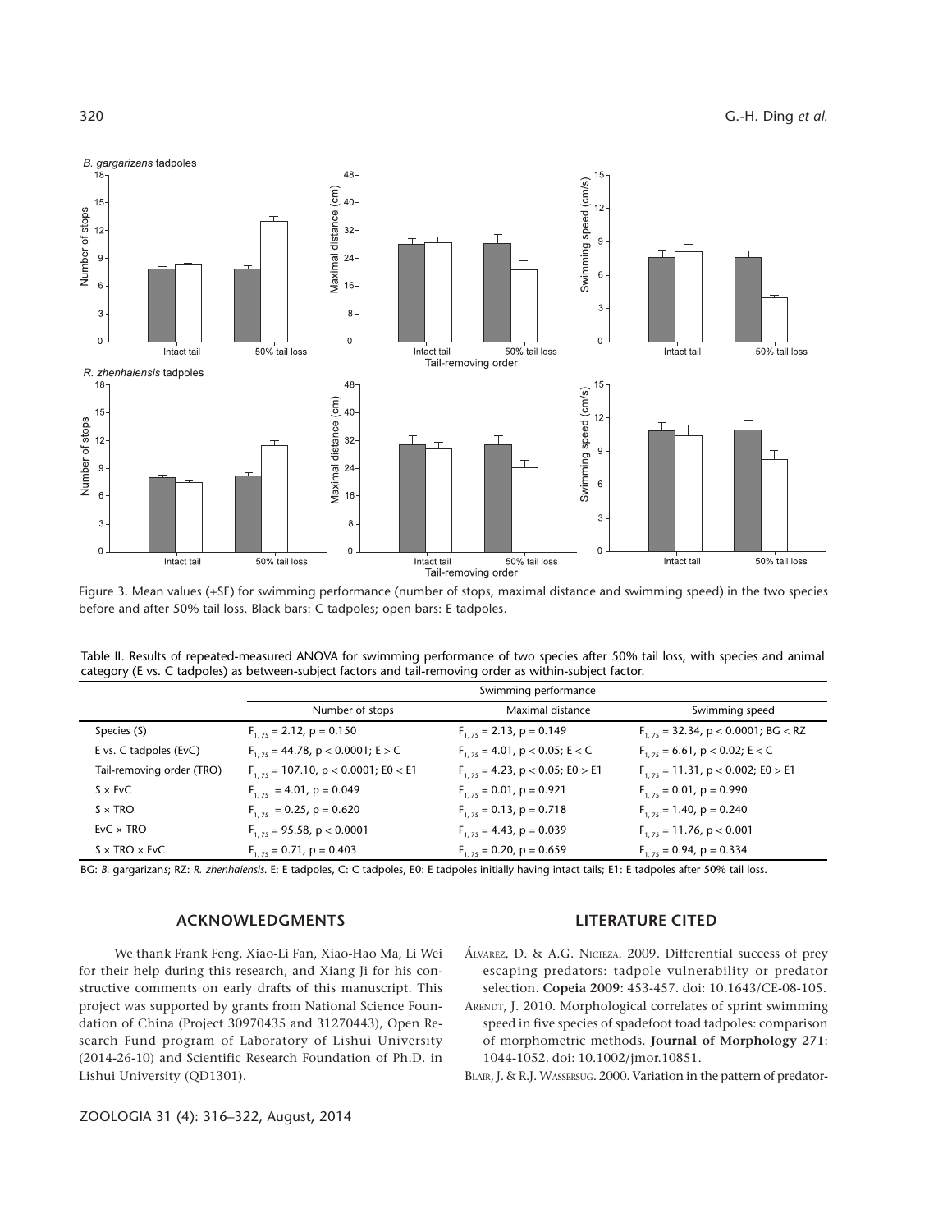Figure 3. Mean values (+SE) for swimming performance (number of stops, maximal distance and swimming speed) in the two species before and after 50% tail loss. Black bars: C tadpoles; open bars: E tadpoles.

Table II. Results of repeated-measured ANOVA for swimming performance of two species after 50% tail loss, with species and animal category (E vs. C tadpoles) as between-subject factors and tail-removing order as within-subject factor.

| | Swimming performance | | |
|---|---|---|---|
| | Number of stops | Maximal distance | Swimming speed |
| Species (S) | $F_{1, 75} = 2.12$, $p = 0.150$ | $F_{1, 75} = 2.13$, $p = 0.149$ | $F_{1, 75} = 32.34$, $p < 0.0001$; BG < RZ |
| E vs. C tadpoles (EvC) | $F_{1, 75} = 44.78$, $p < 0.0001$; E > C | $F_{1, 75} = 4.01$, $p < 0.05$; E < C | $F_{1, 75} = 6.61$, $p < 0.02$; E < C |
| Tail-removing order (TRO) | $F_{1, 75} = 107.10$, $p < 0.0001$; E0 < E1 | $F_{1, 75} = 4.23$, $p < 0.05$; E0 > E1 | $F_{1, 75} = 11.31$, $p < 0.002$; E0 > E1 |
| S × EvC | $F_{1, 75} = 4.01$, $p = 0.049$ | $F_{1, 75} = 0.01$, $p = 0.921$ | $F_{1, 75} = 0.01$, $p = 0.990$ |
| S × TRO | $F_{1, 75} = 0.25$, $p = 0.620$ | $F_{1, 75} = 0.13$, $p = 0.718$ | $F_{1, 75} = 1.40$, $p = 0.240$ |
| EvC × TRO | $F_{1, 75} = 95.58$, $p < 0.0001$ | $F_{1, 75} = 4.43$, $p = 0.039$ | $F_{1, 75} = 11.76$, $p < 0.001$ |
| S × TRO × EvC | $F_{1, 75} = 0.71$, $p = 0.403$ | $F_{1, 75} = 0.20$, $p = 0.659$ | $F_{1, 75} = 0.94$, $p = 0.334$ |

BG: *B. gargarizans*; RZ: *R. zhenhaiensis*. E: E tadpoles, C: C tadpoles, E0: E tadpoles initially having intact tails; E1: E tadpoles after 50% tail loss.

## ACKNOWLEDGMENTS

We thank Frank Feng, Xiao-Li Fan, Xiao-Hao Ma, Li Wei for their help during this research, and Xiang Ji for his constructive comments on early drafts of this manuscript. This project was supported by grants from National Science Foundation of China (Project 30970435 and 31270443), Open Research Fund program of Laboratory of Lishui University (2014-26-10) and Scientific Research Foundation of Ph.D. in Lishui University (QD1301).

## LITERATURE CITED

Álvarez, D. & A.G. Nicieza. 2009. Differential success of prey escaping predators: tadpole vulnerability or predator selection. **Copeia 2009**: 453-457. doi: 10.1643/CE-08-105.

Arendt, J. 2010. Morphological correlates of sprint swimming speed in five species of spadefoot toad tadpoles: comparison of morphometric methods. **Journal of Morphology 271**: 1044-1052. doi: 10.1002/jmor.10851.

Blair, J. & R.J. Wassersug. 2000. Variation in the pattern of predator-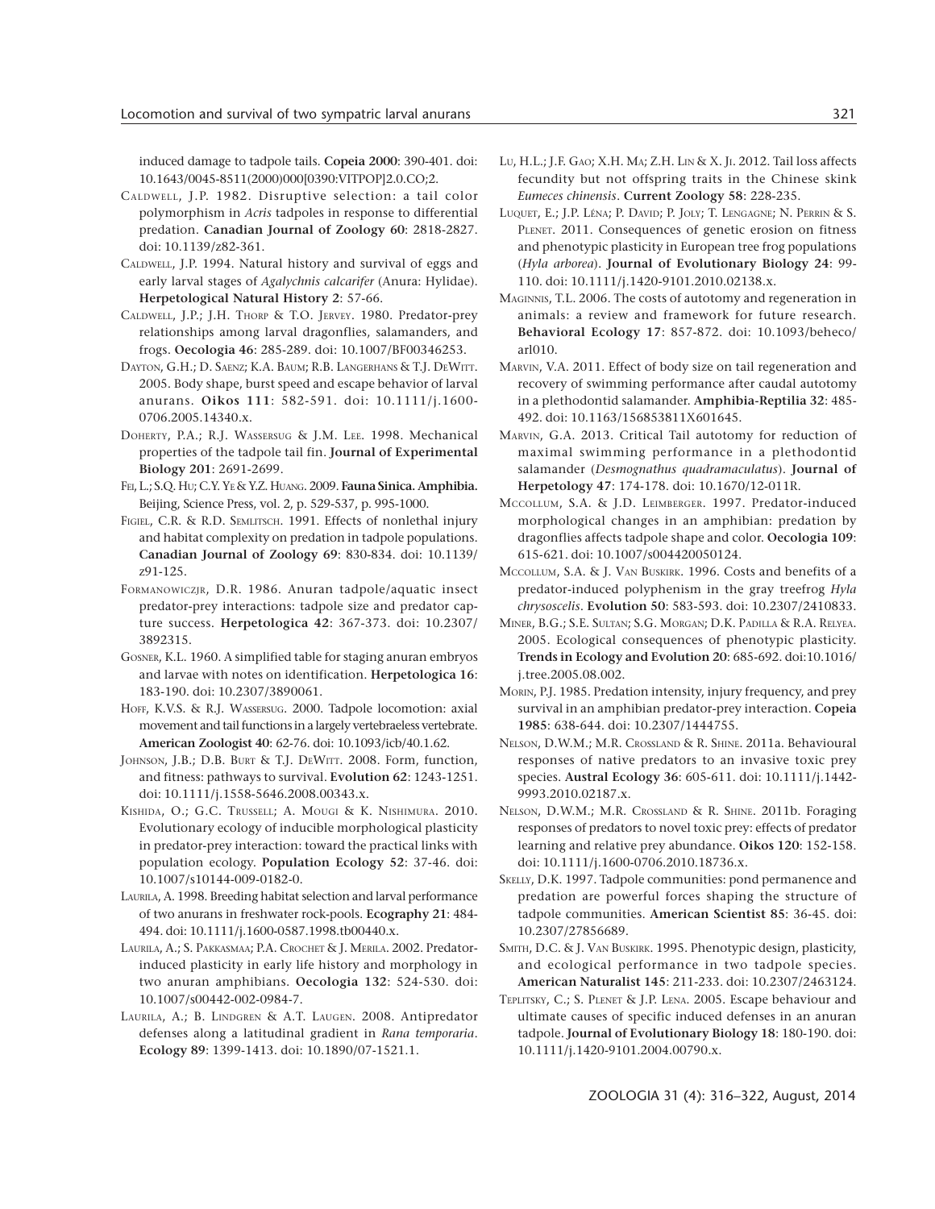induced damage to tadpole tails. **Copeia 2000**: 390-401. doi: 10.1643/0045-8511(2000)000[0390:VITPOP]2.0.CO;2.

CALDWELL, J.P. 1982. Disruptive selection: a tail color polymorphism in *Acris* tadpoles in response to differential predation. **Canadian Journal of Zoology 60**: 2818-2827. doi: 10.1139/z82-361.

CALDWELL, J.P. 1994. Natural history and survival of eggs and early larval stages of *Agalychnis calcarifer* (Anura: Hylidae). **Herpetological Natural History 2**: 57-66.

CALDWELL, J.P.; J.H. THORP & T.O. JERVEY. 1980. Predator-prey relationships among larval dragonflies, salamanders, and frogs. **Oecologia 46**: 285-289. doi: 10.1007/BF00346253.

DAYTON, G.H.; D. SAENZ; K.A. BAUM; R.B. LANGERHANS & T.J. DEWITT. 2005. Body shape, burst speed and escape behavior of larval anurans. **Oikos 111**: 582-591. doi: 10.1111/j.1600-0706.2005.14340.x.

DOHERTY, P.A.; R.J. WASSERSUG & J.M. LEE. 1998. Mechanical properties of the tadpole tail fin. **Journal of Experimental Biology 201**: 2691-2699.

FEI, L.; S.Q. HU; C.Y. YE & Y.Z. HUANG. 2009. **Fauna Sinica. Amphibia.** Beijing, Science Press, vol. 2, p. 529-537, p. 995-1000.

FIGIEL, C.R. & R.D. SEMLITSCH. 1991. Effects of nonlethal injury and habitat complexity on predation in tadpole populations. **Canadian Journal of Zoology 69**: 830-834. doi: 10.1139/z91-125.

FORMANOWICZJR, D.R. 1986. Anuran tadpole/aquatic insect predator-prey interactions: tadpole size and predator capture success. **Herpetologica 42**: 367-373. doi: 10.2307/3892315.

GOSNER, K.L. 1960. A simplified table for staging anuran embryos and larvae with notes on identification. **Herpetologica 16**: 183-190. doi: 10.2307/3890061.

HOFF, K.V.S. & R.J. WASSERSUG. 2000. Tadpole locomotion: axial movement and tail functions in a largely vertebraeless vertebrate. **American Zoologist 40**: 62-76. doi: 10.1093/icb/40.1.62.

JOHNSON, J.B.; D.B. BURT & T.J. DEWITT. 2008. Form, function, and fitness: pathways to survival. **Evolution 62**: 1243-1251. doi: 10.1111/j.1558-5646.2008.00343.x.

KISHIDA, O.; G.C. TRUSSELL; A. MOUGI & K. NISHIMURA. 2010. Evolutionary ecology of inducible morphological plasticity in predator-prey interaction: toward the practical links with population ecology. **Population Ecology 52**: 37-46. doi: 10.1007/s10144-009-0182-0.

LAURILA, A. 1998. Breeding habitat selection and larval performance of two anurans in freshwater rock-pools. **Ecography 21**: 484-494. doi: 10.1111/j.1600-0587.1998.tb00440.x.

LAURILA, A.; S. PAKKASMAA; P.A. CROCHET & J. MERILA. 2002. Predator-induced plasticity in early life history and morphology in two anuran amphibians. **Oecologia 132**: 524-530. doi: 10.1007/s00442-002-0984-7.

LAURILA, A.; B. LINDGREN & A.T. LAUGEN. 2008. Antipredator defenses along a latitudinal gradient in *Rana temporaria*. **Ecology 89**: 1399-1413. doi: 10.1890/07-1521.1.

LU, H.L.; J.F. GAO; X.H. MA; Z.H. LIN & X. JI. 2012. Tail loss affects fecundity but not offspring traits in the Chinese skink *Eumeces chinensis*. **Current Zoology 58**: 228-235.

LUQUET, E.; J.P. LÉNA; P. DAVID; P. JOLY; T. LENGAGNE; N. PERRIN & S. PLENET. 2011. Consequences of genetic erosion on fitness and phenotypic plasticity in European tree frog populations (*Hyla arborea*). **Journal of Evolutionary Biology 24**: 99-110. doi: 10.1111/j.1420-9101.2010.02138.x.

MAGINNIS, T.L. 2006. The costs of autotomy and regeneration in animals: a review and framework for future research. **Behavioral Ecology 17**: 857-872. doi: 10.1093/beheco/arl010.

MARVIN, V.A. 2011. Effect of body size on tail regeneration and recovery of swimming performance after caudal autotomy in a plethodontid salamander. **Amphibia-Reptilia 32**: 485-492. doi: 10.1163/156853811X601645.

MARVIN, G.A. 2013. Critical Tail autotomy for reduction of maximal swimming performance in a plethodontid salamander (*Desmognathus quadramaculatus*). **Journal of Herpetology 47**: 174-178. doi: 10.1670/12-011R.

MCCOLLUM, S.A. & J.D. LEIMBERGER. 1997. Predator-induced morphological changes in an amphibian: predation by dragonflies affects tadpole shape and color. **Oecologia 109**: 615-621. doi: 10.1007/s004420050124.

MCCOLLUM, S.A. & J. VAN BUSKIRK. 1996. Costs and benefits of a predator-induced polyphenism in the gray treefrog *Hyla chrysoscelis*. **Evolution 50**: 583-593. doi: 10.2307/2410833.

MINER, B.G.; S.E. SULTAN; S.G. MORGAN; D.K. PADILLA & R.A. RELYEA. 2005. Ecological consequences of phenotypic plasticity. **Trends in Ecology and Evolution 20**: 685-692. doi:10.1016/j.tree.2005.08.002.

MORIN, P.J. 1985. Predation intensity, injury frequency, and prey survival in an amphibian predator-prey interaction. **Copeia 1985**: 638-644. doi: 10.2307/1444755.

NELSON, D.W.M.; M.R. CROSSLAND & R. SHINE. 2011a. Behavioural responses of native predators to an invasive toxic prey species. **Austral Ecology 36**: 605-611. doi: 10.1111/j.1442-9993.2010.02187.x.

NELSON, D.W.M.; M.R. CROSSLAND & R. SHINE. 2011b. Foraging responses of predators to novel toxic prey: effects of predator learning and relative prey abundance. **Oikos 120**: 152-158. doi: 10.1111/j.1600-0706.2010.18736.x.

SKELLY, D.K. 1997. Tadpole communities: pond permanence and predation are powerful forces shaping the structure of tadpole communities. **American Scientist 85**: 36-45. doi: 10.2307/27856689.

SMITH, D.C. & J. VAN BUSKIRK. 1995. Phenotypic design, plasticity, and ecological performance in two tadpole species. **American Naturalist 145**: 211-233. doi: 10.2307/2463124.

TEPLITSKY, C.; S. PLENET & J.P. LENA. 2005. Escape behaviour and ultimate causes of specific induced defenses in an anuran tadpole. **Journal of Evolutionary Biology 18**: 180-190. doi: 10.1111/j.1420-9101.2004.00790.x.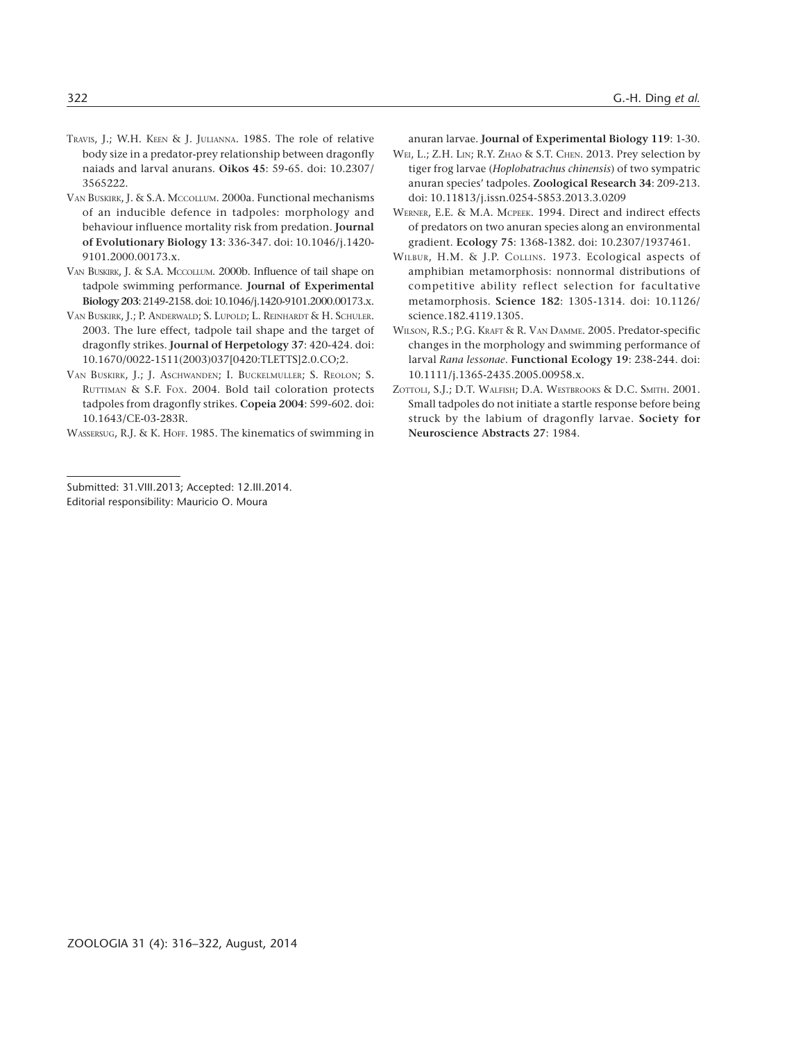Travis, J.; W.H. Keen & J. Julianna. 1985. The role of relative body size in a predator-prey relationship between dragonfly naiads and larval anurans. **Oikos 45**: 59-65. doi: 10.2307/3565222.

Van Buskirk, J. & S.A. Mccollum. 2000a. Functional mechanisms of an inducible defence in tadpoles: morphology and behaviour influence mortality risk from predation. **Journal of Evolutionary Biology 13**: 336-347. doi: 10.1046/j.1420-9101.2000.00173.x.

Van Buskirk, J. & S.A. Mccollum. 2000b. Influence of tail shape on tadpole swimming performance. **Journal of Experimental Biology 203**: 2149-2158. doi: 10.1046/j.1420-9101.2000.00173.x.

Van Buskirk, J.; P. Anderwald; S. Lupold; L. Reinhardt & H. Schuler. 2003. The lure effect, tadpole tail shape and the target of dragonfly strikes. **Journal of Herpetology 37**: 420-424. doi: 10.1670/0022-1511(2003)037[0420:TLETTS]2.0.CO;2.

Van Buskirk, J.; J. Aschwanden; I. Buckelmuller; S. Reolon; S. Ruttiman & S.F. Fox. 2004. Bold tail coloration protects tadpoles from dragonfly strikes. **Copeia 2004**: 599-602. doi: 10.1643/CE-03-283R.

Wassersug, R.J. & K. Hoff. 1985. The kinematics of swimming in anuran larvae. **Journal of Experimental Biology 119**: 1-30.

Wei, L.; Z.H. Lin; R.Y. Zhao & S.T. Chen. 2013. Prey selection by tiger frog larvae (*Hoplobatrachus chinensis*) of two sympatric anuran species' tadpoles. **Zoological Research 34**: 209-213. doi: 10.11813/j.issn.0254-5853.2013.3.0209

Werner, E.E. & M.A. Mcpeek. 1994. Direct and indirect effects of predators on two anuran species along an environmental gradient. **Ecology 75**: 1368-1382. doi: 10.2307/1937461.

Wilbur, H.M. & J.P. Collins. 1973. Ecological aspects of amphibian metamorphosis: nonnormal distributions of competitive ability reflect selection for facultative metamorphosis. **Science 182**: 1305-1314. doi: 10.1126/science.182.4119.1305.

Wilson, R.S.; P.G. Kraft & R. Van Damme. 2005. Predator-specific changes in the morphology and swimming performance of larval *Rana lessonae*. **Functional Ecology 19**: 238-244. doi: 10.1111/j.1365-2435.2005.00958.x.

Zottoli, S.J.; D.T. Walfish; D.A. Westbrooks & D.C. Smith. 2001. Small tadpoles do not initiate a startle response before being struck by the labium of dragonfly larvae. **Society for Neuroscience Abstracts 27**: 1984.

---

Submitted: 31.VIII.2013; Accepted: 12.III.2014.
Editorial responsibility: Mauricio O. Moura